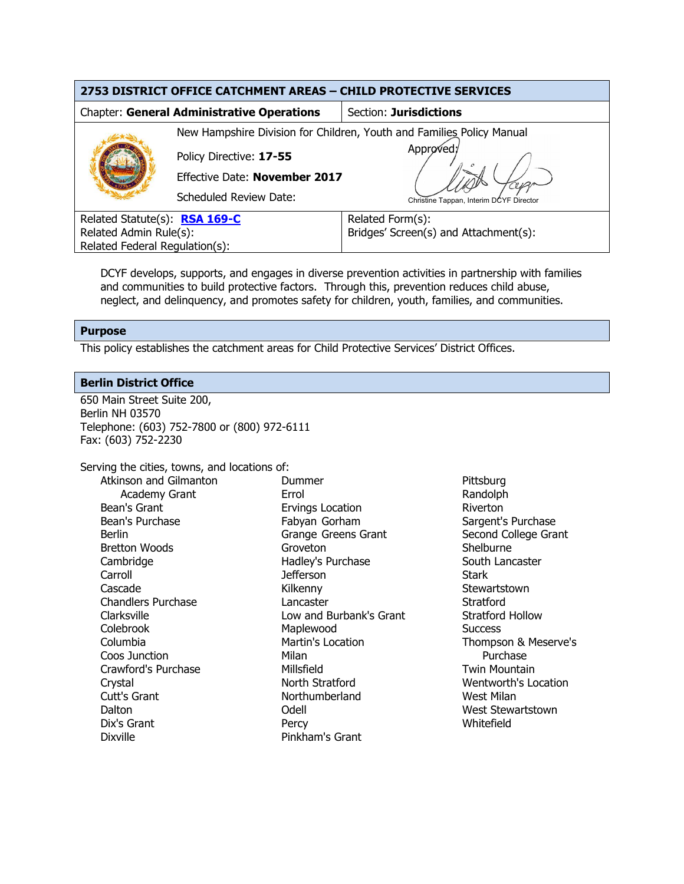| 2753 DISTRICT OFFICE CATCHMENT AREAS – CHILD PROTECTIVE SERVICES | |
|---|---|
| Chapter: **General Administrative Operations** | Section: **Jurisdictions** |
| New Hampshire Division for Children, Youth and Families Policy Manual<br>Policy Directive: **17-55**<br>Effective Date: **November 2017**<br>Scheduled Review Date: | Approved:<br>Christine Tappan, Interim DCYF Director |
| Related Statute(s): **RSA 169-C**<br>Related Admin Rule(s):<br>Related Federal Regulation(s): | Related Form(s):<br>Bridges' Screen(s) and Attachment(s): |

DCYF develops, supports, and engages in diverse prevention activities in partnership with families and communities to build protective factors. Through this, prevention reduces child abuse, neglect, and delinquency, and promotes safety for children, youth, families, and communities.

## Purpose

This policy establishes the catchment areas for Child Protective Services' District Offices.

## Berlin District Office

650 Main Street Suite 200,
Berlin NH 03570
Telephone: (603) 752-7800 or (800) 972-6111
Fax: (603) 752-2230

Serving the cities, towns, and locations of:

- Atkinson and Gilmanton Academy Grant
- Bean's Grant
- Bean's Purchase
- Berlin
- Bretton Woods
- Cambridge
- Carroll
- Cascade
- Chandlers Purchase
- Clarksville
- Colebrook
- Columbia
- Coos Junction
- Crawford's Purchase
- Crystal
- Cutt's Grant
- Dalton
- Dix's Grant
- Dixville
- Dummer
- Errol
- Ervings Location
- Fabyan Gorham
- Grange Greens Grant
- Groveton
- Hadley's Purchase
- Jefferson
- Kilkenny
- Lancaster
- Low and Burbank's Grant
- Maplewood
- Martin's Location
- Milan
- Millsfield
- North Stratford
- Northumberland
- Odell
- Percy
- Pinkham's Grant
- Pittsburg
- Randolph
- Riverton
- Sargent's Purchase
- Second College Grant
- Shelburne
- South Lancaster
- Stark
- Stewartstown
- Stratford
- Stratford Hollow
- Success
- Thompson & Meserve's Purchase
- Twin Mountain
- Wentworth's Location
- West Milan
- West Stewartstown
- Whitefield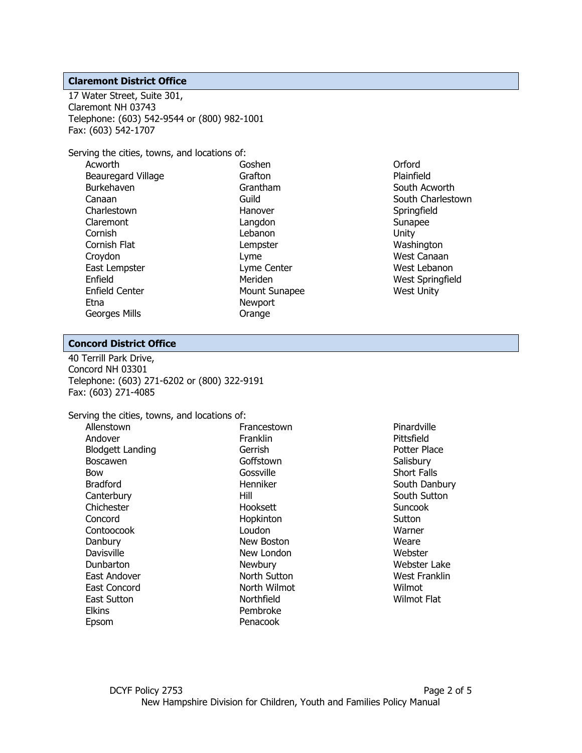## Claremont District Office

17 Water Street, Suite 301,
Claremont NH 03743
Telephone: (603) 542-9544 or (800) 982-1001
Fax: (603) 542-1707

Serving the cities, towns, and locations of:

- Acworth
- Beauregard Village
- Burkehaven
- Canaan
- Charlestown
- Claremont
- Cornish
- Cornish Flat
- Croydon
- East Lempster
- Enfield
- Enfield Center
- Etna
- Georges Mills
- Goshen
- Grafton
- Grantham
- Guild
- Hanover
- Langdon
- Lebanon
- Lempster
- Lyme
- Lyme Center
- Meriden
- Mount Sunapee
- Newport
- Orange
- Orford
- Plainfield
- South Acworth
- South Charlestown
- Springfield
- Sunapee
- Unity
- Washington
- West Canaan
- West Lebanon
- West Springfield
- West Unity

## Concord District Office

40 Terrill Park Drive,
Concord NH 03301
Telephone: (603) 271-6202 or (800) 322-9191
Fax: (603) 271-4085

Serving the cities, towns, and locations of:

- Allenstown
- Andover
- Blodgett Landing
- Boscawen
- Bow
- Bradford
- Canterbury
- Chichester
- Concord
- Contoocook
- Danbury
- Davisville
- Dunbarton
- East Andover
- East Concord
- East Sutton
- Elkins
- Epsom
- Francestown
- Franklin
- Gerrish
- Goffstown
- Gossville
- Henniker
- Hill
- Hooksett
- Hopkinton
- Loudon
- New Boston
- New London
- Newbury
- North Sutton
- North Wilmot
- Northfield
- Pembroke
- Penacook
- Pinardville
- Pittsfield
- Potter Place
- Salisbury
- Short Falls
- South Danbury
- South Sutton
- Suncook
- Sutton
- Warner
- Weare
- Webster
- Webster Lake
- West Franklin
- Wilmot
- Wilmot Flat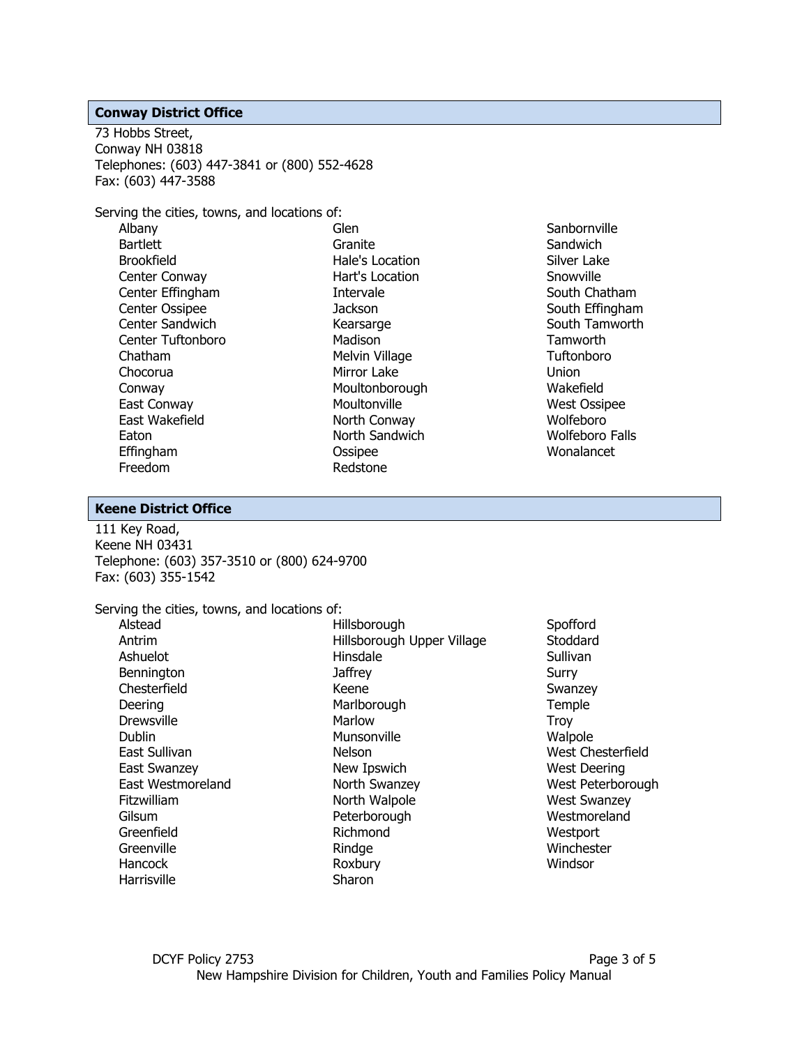## Conway District Office

73 Hobbs Street,
Conway NH 03818
Telephones: (603) 447-3841 or (800) 552-4628
Fax: (603) 447-3588

Serving the cities, towns, and locations of:

- Albany
- Bartlett
- Brookfield
- Center Conway
- Center Effingham
- Center Ossipee
- Center Sandwich
- Center Tuftonboro
- Chatham
- Chocorua
- Conway
- East Conway
- East Wakefield
- Eaton
- Effingham
- Freedom
- Glen
- Granite
- Hale's Location
- Hart's Location
- Intervale
- Jackson
- Kearsarge
- Madison
- Melvin Village
- Mirror Lake
- Moultonborough
- Moultonville
- North Conway
- North Sandwich
- Ossipee
- Redstone
- Sanbornville
- Sandwich
- Silver Lake
- Snowville
- South Chatham
- South Effingham
- South Tamworth
- Tamworth
- Tuftonboro
- Union
- Wakefield
- West Ossipee
- Wolfeboro
- Wolfeboro Falls
- Wonalancet

## Keene District Office

111 Key Road,
Keene NH 03431
Telephone: (603) 357-3510 or (800) 624-9700
Fax: (603) 355-1542

Serving the cities, towns, and locations of:

- Alstead
- Antrim
- Ashuelot
- Bennington
- Chesterfield
- Deering
- Drewsville
- Dublin
- East Sullivan
- East Swanzey
- East Westmoreland
- Fitzwilliam
- Gilsum
- Greenfield
- Greenville
- Hancock
- Harrisville
- Hillsborough
- Hillsborough Upper Village
- Hinsdale
- Jaffrey
- Keene
- Marlborough
- Marlow
- Munsonville
- Nelson
- New Ipswich
- North Swanzey
- North Walpole
- Peterborough
- Richmond
- Rindge
- Roxbury
- Sharon
- Spofford
- Stoddard
- Sullivan
- Surry
- Swanzey
- Temple
- Troy
- Walpole
- West Chesterfield
- West Deering
- West Peterborough
- West Swanzey
- Westmoreland
- Westport
- Winchester
- Windsor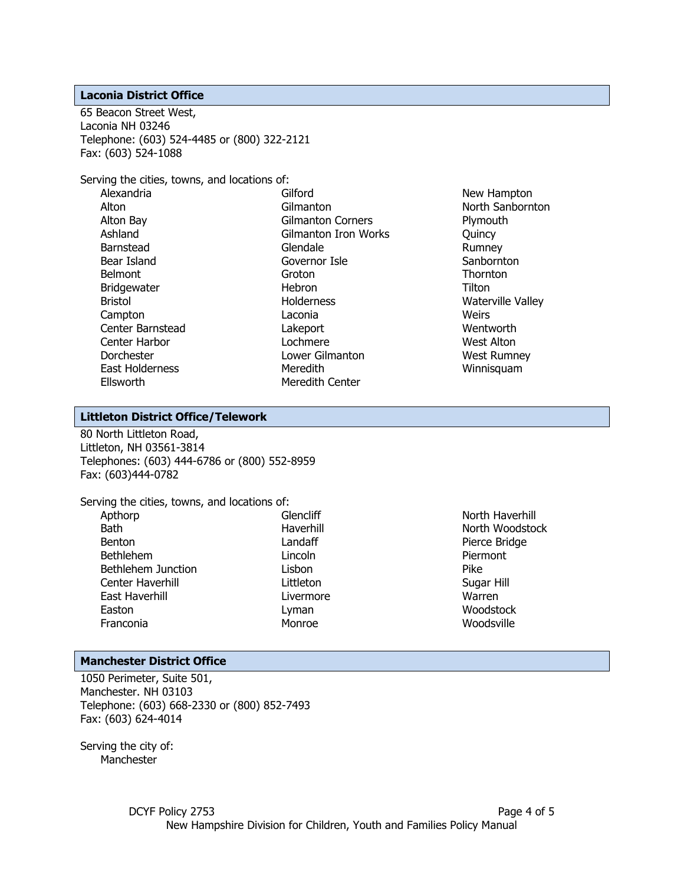## Laconia District Office

65 Beacon Street West,
Laconia NH 03246
Telephone: (603) 524-4485 or (800) 322-2121
Fax: (603) 524-1088

Serving the cities, towns, and locations of:

- Alexandria
- Alton
- Alton Bay
- Ashland
- Barnstead
- Bear Island
- Belmont
- Bridgewater
- Bristol
- Campton
- Center Barnstead
- Center Harbor
- Dorchester
- East Holderness
- Ellsworth
- Gilford
- Gilmanton
- Gilmanton Corners
- Gilmanton Iron Works
- Glendale
- Governor Isle
- Groton
- Hebron
- Holderness
- Laconia
- Lakeport
- Lochmere
- Lower Gilmanton
- Meredith
- Meredith Center
- New Hampton
- North Sanbornton
- Plymouth
- Quincy
- Rumney
- Sanbornton
- Thornton
- Tilton
- Waterville Valley
- Weirs
- Wentworth
- West Alton
- West Rumney
- Winnisquam

## Littleton District Office/Telework

80 North Littleton Road,
Littleton, NH 03561-3814
Telephones: (603) 444-6786 or (800) 552-8959
Fax: (603)444-0782

Serving the cities, towns, and locations of:

- Apthorp
- Bath
- Benton
- Bethlehem
- Bethlehem Junction
- Center Haverhill
- East Haverhill
- Easton
- Franconia
- Glencliff
- Haverhill
- Landaff
- Lincoln
- Lisbon
- Littleton
- Livermore
- Lyman
- Monroe
- North Haverhill
- North Woodstock
- Pierce Bridge
- Piermont
- Pike
- Sugar Hill
- Warren
- Woodstock
- Woodsville

## Manchester District Office

1050 Perimeter, Suite 501,
Manchester. NH 03103
Telephone: (603) 668-2330 or (800) 852-7493
Fax: (603) 624-4014

Serving the city of:

- Manchester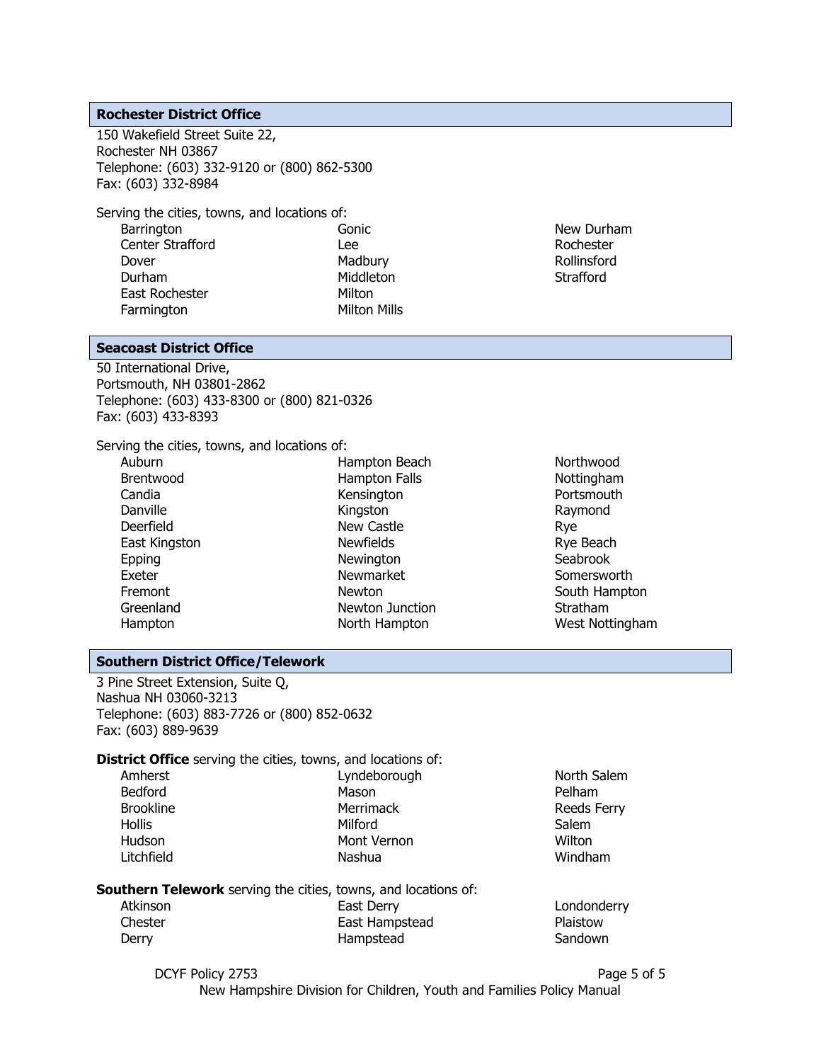## Rochester District Office

150 Wakefield Street Suite 22,
Rochester NH 03867
Telephone: (603) 332-9120 or (800) 862-5300
Fax: (603) 332-8984

Serving the cities, towns, and locations of:

| | | |
|---|---|---|
| Barrington | Gonic | New Durham |
| Center Strafford | Lee | Rochester |
| Dover | Madbury | Rollinsford |
| Durham | Middleton | Strafford |
| East Rochester | Milton | |
| Farmington | Milton Mills | |

## Seacoast District Office

50 International Drive,
Portsmouth, NH 03801-2862
Telephone: (603) 433-8300 or (800) 821-0326
Fax: (603) 433-8393

Serving the cities, towns, and locations of:

| | | |
|---|---|---|
| Auburn | Hampton Beach | Northwood |
| Brentwood | Hampton Falls | Nottingham |
| Candia | Kensington | Portsmouth |
| Danville | Kingston | Raymond |
| Deerfield | New Castle | Rye |
| East Kingston | Newfields | Rye Beach |
| Epping | Newington | Seabrook |
| Exeter | Newmarket | Somersworth |
| Fremont | Newton | South Hampton |
| Greenland | Newton Junction | Stratham |
| Hampton | North Hampton | West Nottingham |

## Southern District Office/Telework

3 Pine Street Extension, Suite Q,
Nashua NH 03060-3213
Telephone: (603) 883-7726 or (800) 852-0632
Fax: (603) 889-9639

**District Office** serving the cities, towns, and locations of:

| | | |
|---|---|---|
| Amherst | Lyndeborough | North Salem |
| Bedford | Mason | Pelham |
| Brookline | Merrimack | Reeds Ferry |
| Hollis | Milford | Salem |
| Hudson | Mont Vernon | Wilton |
| Litchfield | Nashua | Windham |

**Southern Telework** serving the cities, towns, and locations of:

| | | |
|---|---|---|
| Atkinson | East Derry | Londonderry |
| Chester | East Hampstead | Plaistow |
| Derry | Hampstead | Sandown |